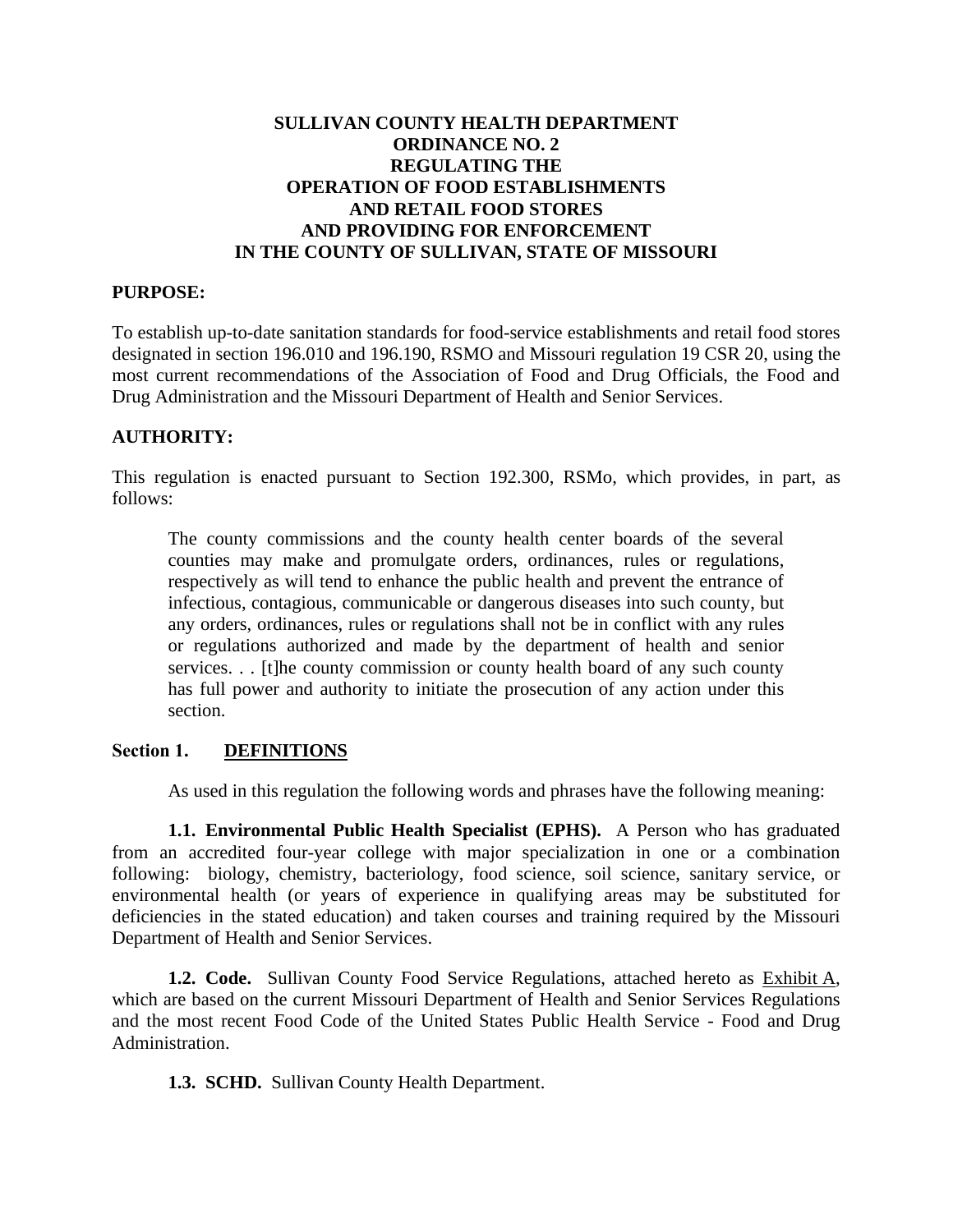# SULLIVAN COUNTY HEALTH DEPARTMENT
# ORDINANCE NO. 2
# REGULATING THE OPERATION OF FOOD ESTABLISHMENTS AND RETAIL FOOD STORES AND PROVIDING FOR ENFORCEMENT IN THE COUNTY OF SULLIVAN, STATE OF MISSOURI

## PURPOSE:

To establish up-to-date sanitation standards for food-service establishments and retail food stores designated in section 196.010 and 196.190, RSMO and Missouri regulation 19 CSR 20, using the most current recommendations of the Association of Food and Drug Officials, the Food and Drug Administration and the Missouri Department of Health and Senior Services.

## AUTHORITY:

This regulation is enacted pursuant to Section 192.300, RSMo, which provides, in part, as follows:

> The county commissions and the county health center boards of the several counties may make and promulgate orders, ordinances, rules or regulations, respectively as will tend to enhance the public health and prevent the entrance of infectious, contagious, communicable or dangerous diseases into such county, but any orders, ordinances, rules or regulations shall not be in conflict with any rules or regulations authorized and made by the department of health and senior services. . . [t]he county commission or county health board of any such county has full power and authority to initiate the prosecution of any action under this section.

## Section 1. DEFINITIONS

As used in this regulation the following words and phrases have the following meaning:

**1.1. Environmental Public Health Specialist (EPHS).** A Person who has graduated from an accredited four-year college with major specialization in one or a combination following: biology, chemistry, bacteriology, food science, soil science, sanitary service, or environmental health (or years of experience in qualifying areas may be substituted for deficiencies in the stated education) and taken courses and training required by the Missouri Department of Health and Senior Services.

**1.2. Code.** Sullivan County Food Service Regulations, attached hereto as Exhibit A, which are based on the current Missouri Department of Health and Senior Services Regulations and the most recent Food Code of the United States Public Health Service - Food and Drug Administration.

**1.3. SCHD.** Sullivan County Health Department.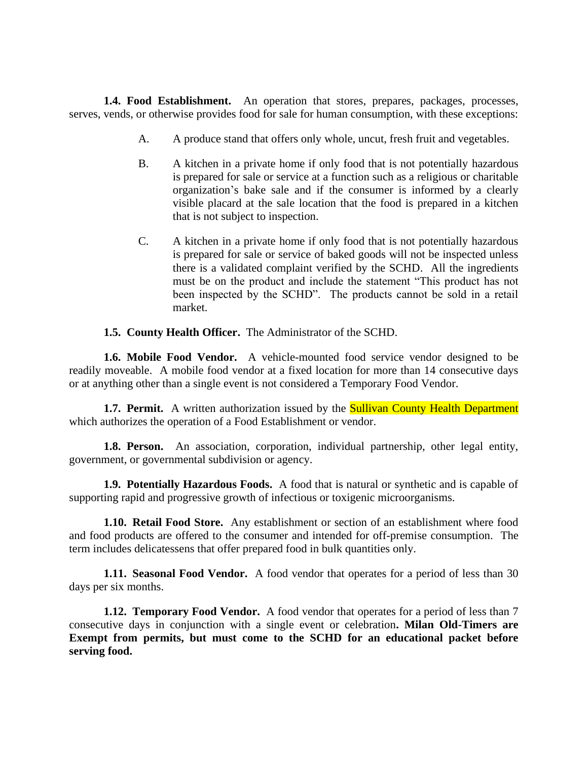**1.4. Food Establishment.** An operation that stores, prepares, packages, processes, serves, vends, or otherwise provides food for sale for human consumption, with these exceptions:

A. A produce stand that offers only whole, uncut, fresh fruit and vegetables.

B. A kitchen in a private home if only food that is not potentially hazardous is prepared for sale or service at a function such as a religious or charitable organization's bake sale and if the consumer is informed by a clearly visible placard at the sale location that the food is prepared in a kitchen that is not subject to inspection.

C. A kitchen in a private home if only food that is not potentially hazardous is prepared for sale or service of baked goods will not be inspected unless there is a validated complaint verified by the SCHD. All the ingredients must be on the product and include the statement "This product has not been inspected by the SCHD". The products cannot be sold in a retail market.

**1.5. County Health Officer.** The Administrator of the SCHD.

**1.6. Mobile Food Vendor.** A vehicle-mounted food service vendor designed to be readily moveable. A mobile food vendor at a fixed location for more than 14 consecutive days or at anything other than a single event is not considered a Temporary Food Vendor.

**1.7. Permit.** A written authorization issued by the Sullivan County Health Department which authorizes the operation of a Food Establishment or vendor.

**1.8. Person.** An association, corporation, individual partnership, other legal entity, government, or governmental subdivision or agency.

**1.9. Potentially Hazardous Foods.** A food that is natural or synthetic and is capable of supporting rapid and progressive growth of infectious or toxigenic microorganisms.

**1.10. Retail Food Store.** Any establishment or section of an establishment where food and food products are offered to the consumer and intended for off-premise consumption. The term includes delicatessens that offer prepared food in bulk quantities only.

**1.11. Seasonal Food Vendor.** A food vendor that operates for a period of less than 30 days per six months.

**1.12. Temporary Food Vendor.** A food vendor that operates for a period of less than 7 consecutive days in conjunction with a single event or celebration**. Milan Old-Timers are Exempt from permits, but must come to the SCHD for an educational packet before serving food.**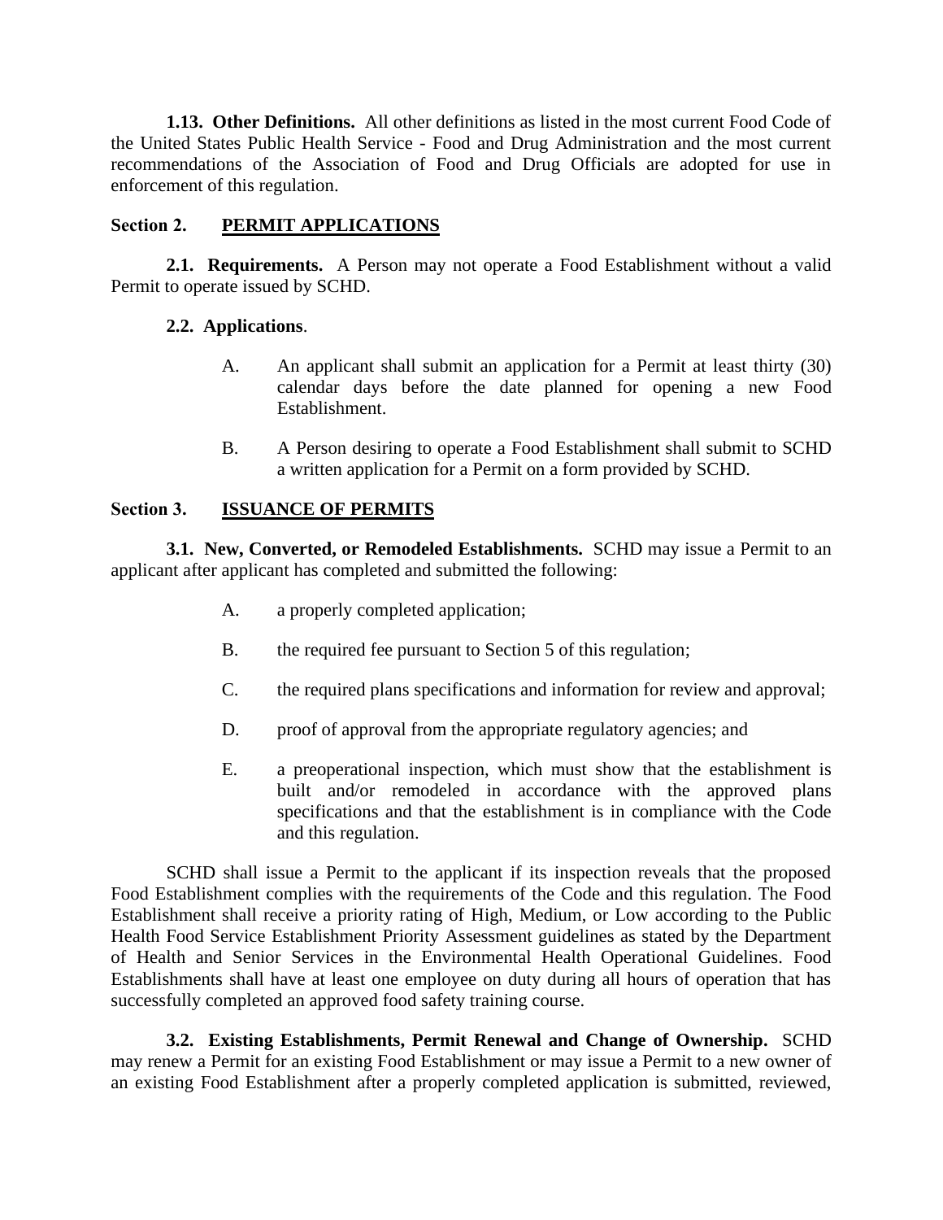**1.13. Other Definitions.** All other definitions as listed in the most current Food Code of the United States Public Health Service - Food and Drug Administration and the most current recommendations of the Association of Food and Drug Officials are adopted for use in enforcement of this regulation.

## Section 2. <u>PERMIT APPLICATIONS</u>

**2.1. Requirements.** A Person may not operate a Food Establishment without a valid Permit to operate issued by SCHD.

**2.2. Applications**.

A. An applicant shall submit an application for a Permit at least thirty (30) calendar days before the date planned for opening a new Food Establishment.

B. A Person desiring to operate a Food Establishment shall submit to SCHD a written application for a Permit on a form provided by SCHD.

## Section 3. <u>ISSUANCE OF PERMITS</u>

**3.1. New, Converted, or Remodeled Establishments.** SCHD may issue a Permit to an applicant after applicant has completed and submitted the following:

A. a properly completed application;

B. the required fee pursuant to Section 5 of this regulation;

C. the required plans specifications and information for review and approval;

D. proof of approval from the appropriate regulatory agencies; and

E. a preoperational inspection, which must show that the establishment is built and/or remodeled in accordance with the approved plans specifications and that the establishment is in compliance with the Code and this regulation.

SCHD shall issue a Permit to the applicant if its inspection reveals that the proposed Food Establishment complies with the requirements of the Code and this regulation. The Food Establishment shall receive a priority rating of High, Medium, or Low according to the Public Health Food Service Establishment Priority Assessment guidelines as stated by the Department of Health and Senior Services in the Environmental Health Operational Guidelines. Food Establishments shall have at least one employee on duty during all hours of operation that has successfully completed an approved food safety training course.

**3.2. Existing Establishments, Permit Renewal and Change of Ownership.** SCHD may renew a Permit for an existing Food Establishment or may issue a Permit to a new owner of an existing Food Establishment after a properly completed application is submitted, reviewed,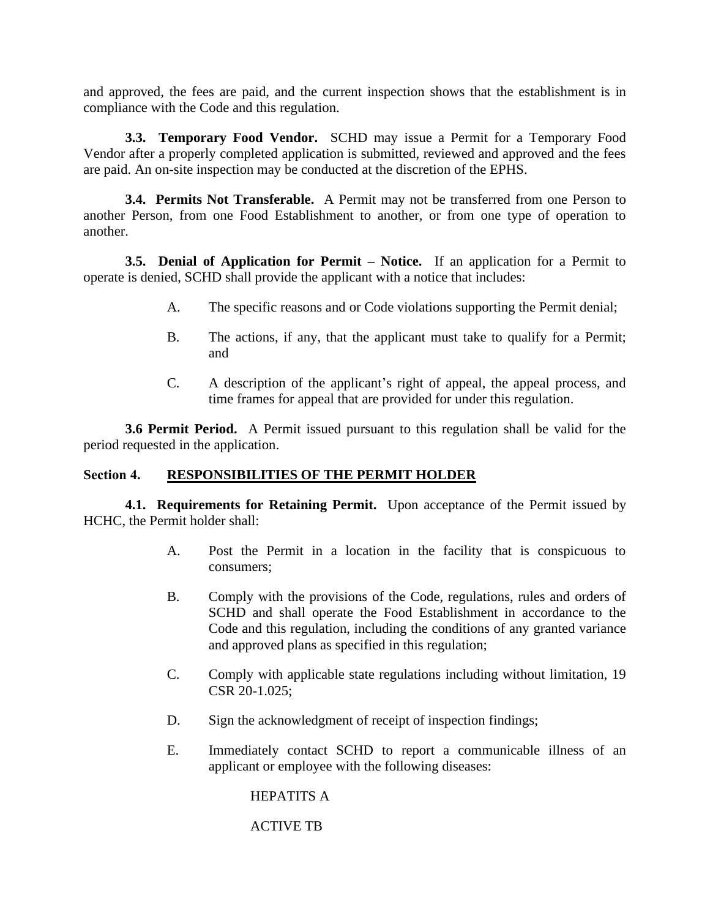and approved, the fees are paid, and the current inspection shows that the establishment is in compliance with the Code and this regulation.

**3.3. Temporary Food Vendor.** SCHD may issue a Permit for a Temporary Food Vendor after a properly completed application is submitted, reviewed and approved and the fees are paid. An on-site inspection may be conducted at the discretion of the EPHS.

**3.4. Permits Not Transferable.** A Permit may not be transferred from one Person to another Person, from one Food Establishment to another, or from one type of operation to another.

**3.5. Denial of Application for Permit – Notice.** If an application for a Permit to operate is denied, SCHD shall provide the applicant with a notice that includes:

A. The specific reasons and or Code violations supporting the Permit denial;

B. The actions, if any, that the applicant must take to qualify for a Permit; and

C. A description of the applicant's right of appeal, the appeal process, and time frames for appeal that are provided for under this regulation.

**3.6 Permit Period.** A Permit issued pursuant to this regulation shall be valid for the period requested in the application.

## Section 4. RESPONSIBILITIES OF THE PERMIT HOLDER

**4.1. Requirements for Retaining Permit.** Upon acceptance of the Permit issued by HCHC, the Permit holder shall:

A. Post the Permit in a location in the facility that is conspicuous to consumers;

B. Comply with the provisions of the Code, regulations, rules and orders of SCHD and shall operate the Food Establishment in accordance to the Code and this regulation, including the conditions of any granted variance and approved plans as specified in this regulation;

C. Comply with applicable state regulations including without limitation, 19 CSR 20-1.025;

D. Sign the acknowledgment of receipt of inspection findings;

E. Immediately contact SCHD to report a communicable illness of an applicant or employee with the following diseases:

HEPATITS A

ACTIVE TB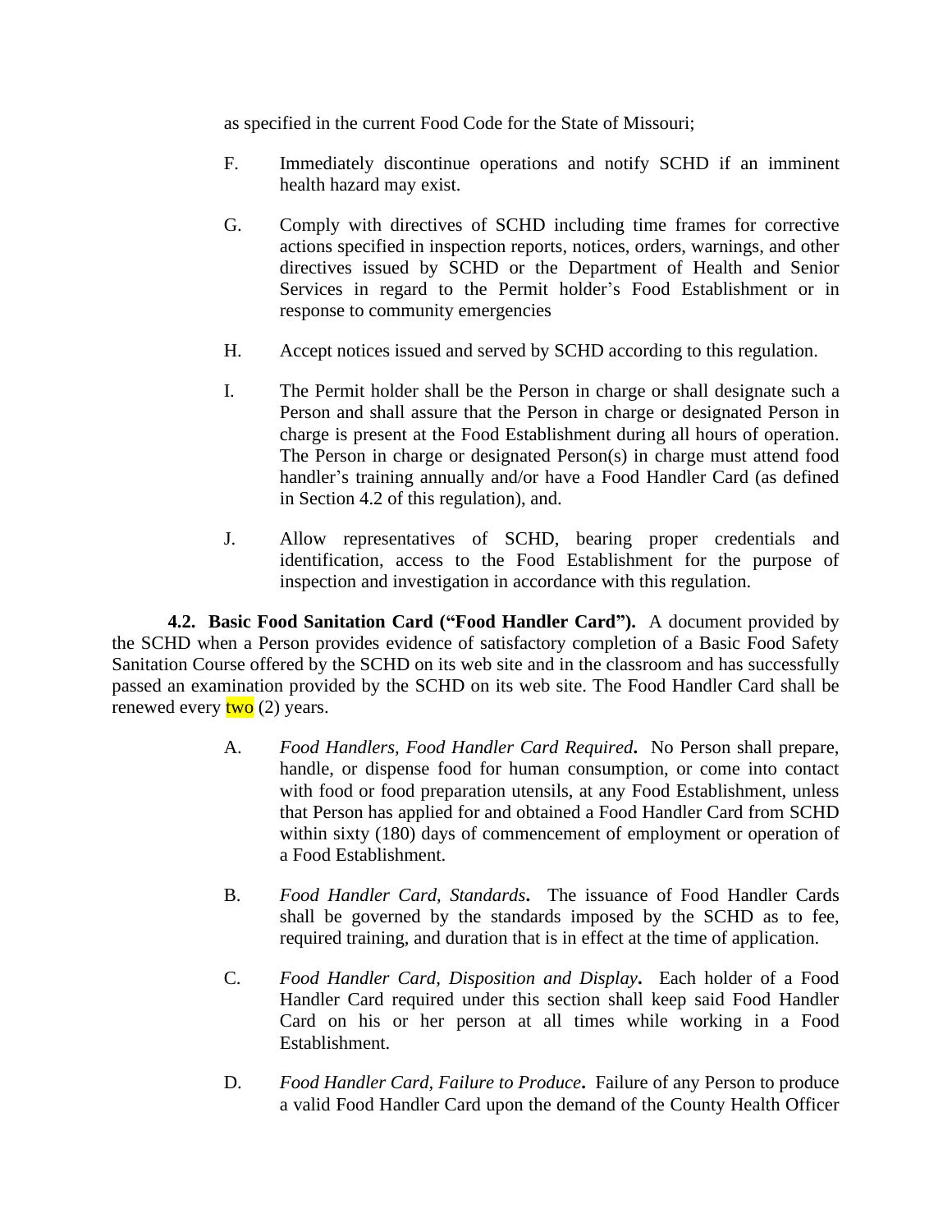as specified in the current Food Code for the State of Missouri;

F. Immediately discontinue operations and notify SCHD if an imminent health hazard may exist.

G. Comply with directives of SCHD including time frames for corrective actions specified in inspection reports, notices, orders, warnings, and other directives issued by SCHD or the Department of Health and Senior Services in regard to the Permit holder's Food Establishment or in response to community emergencies

H. Accept notices issued and served by SCHD according to this regulation.

I. The Permit holder shall be the Person in charge or shall designate such a Person and shall assure that the Person in charge or designated Person in charge is present at the Food Establishment during all hours of operation. The Person in charge or designated Person(s) in charge must attend food handler's training annually and/or have a Food Handler Card (as defined in Section 4.2 of this regulation), and.

J. Allow representatives of SCHD, bearing proper credentials and identification, access to the Food Establishment for the purpose of inspection and investigation in accordance with this regulation.

**4.2. Basic Food Sanitation Card ("Food Handler Card").** A document provided by the SCHD when a Person provides evidence of satisfactory completion of a Basic Food Safety Sanitation Course offered by the SCHD on its web site and in the classroom and has successfully passed an examination provided by the SCHD on its web site. The Food Handler Card shall be renewed every two (2) years.

A. *Food Handlers, Food Handler Card Required***.** No Person shall prepare, handle, or dispense food for human consumption, or come into contact with food or food preparation utensils, at any Food Establishment, unless that Person has applied for and obtained a Food Handler Card from SCHD within sixty (180) days of commencement of employment or operation of a Food Establishment.

B. *Food Handler Card, Standards***.** The issuance of Food Handler Cards shall be governed by the standards imposed by the SCHD as to fee, required training, and duration that is in effect at the time of application.

C. *Food Handler Card, Disposition and Display***.** Each holder of a Food Handler Card required under this section shall keep said Food Handler Card on his or her person at all times while working in a Food Establishment.

D. *Food Handler Card, Failure to Produce***.** Failure of any Person to produce a valid Food Handler Card upon the demand of the County Health Officer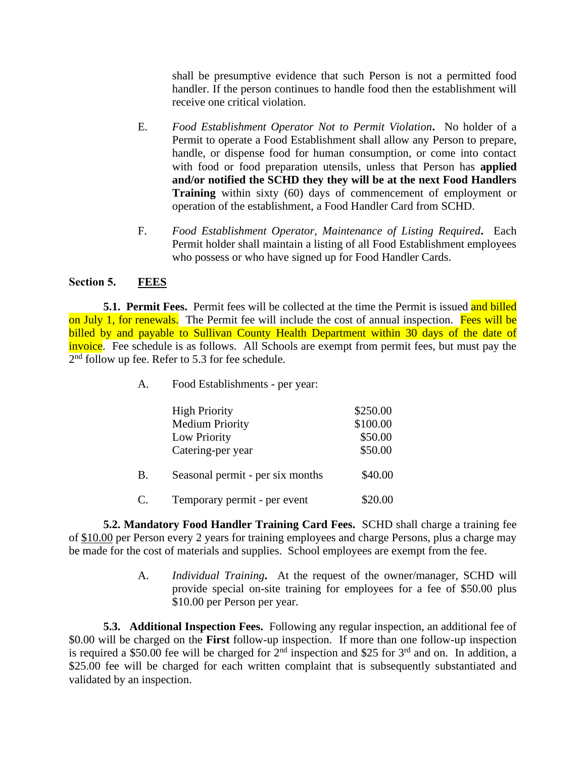shall be presumptive evidence that such Person is not a permitted food handler. If the person continues to handle food then the establishment will receive one critical violation.

E. *Food Establishment Operator Not to Permit Violation***.** No holder of a Permit to operate a Food Establishment shall allow any Person to prepare, handle, or dispense food for human consumption, or come into contact with food or food preparation utensils, unless that Person has **applied and/or notified the SCHD they they will be at the next Food Handlers Training** within sixty (60) days of commencement of employment or operation of the establishment, a Food Handler Card from SCHD.

F. *Food Establishment Operator, Maintenance of Listing Required***.** Each Permit holder shall maintain a listing of all Food Establishment employees who possess or who have signed up for Food Handler Cards.

## Section 5. FEES

**5.1. Permit Fees.** Permit fees will be collected at the time the Permit is issued and billed on July 1, for renewals. The Permit fee will include the cost of annual inspection. Fees will be billed by and payable to Sullivan County Health Department within 30 days of the date of invoice. Fee schedule is as follows. All Schools are exempt from permit fees, but must pay the 2nd follow up fee. Refer to 5.3 for fee schedule.

A. Food Establishments - per year:

| | |
|---|---|
| High Priority | $250.00 |
| Medium Priority | $100.00 |
| Low Priority | $50.00 |
| Catering-per year | $50.00 |

B. Seasonal permit - per six months $40.00

C. Temporary permit - per event $20.00

**5.2. Mandatory Food Handler Training Card Fees.** SCHD shall charge a training fee of $10.00 per Person every 2 years for training employees and charge Persons, plus a charge may be made for the cost of materials and supplies. School employees are exempt from the fee.

A. *Individual Training***.** At the request of the owner/manager, SCHD will provide special on-site training for employees for a fee of $50.00 plus $10.00 per Person per year.

**5.3. Additional Inspection Fees.** Following any regular inspection, an additional fee of $0.00 will be charged on the **First** follow-up inspection. If more than one follow-up inspection is required a $50.00 fee will be charged for 2nd inspection and $25 for 3rd and on. In addition, a $25.00 fee will be charged for each written complaint that is subsequently substantiated and validated by an inspection.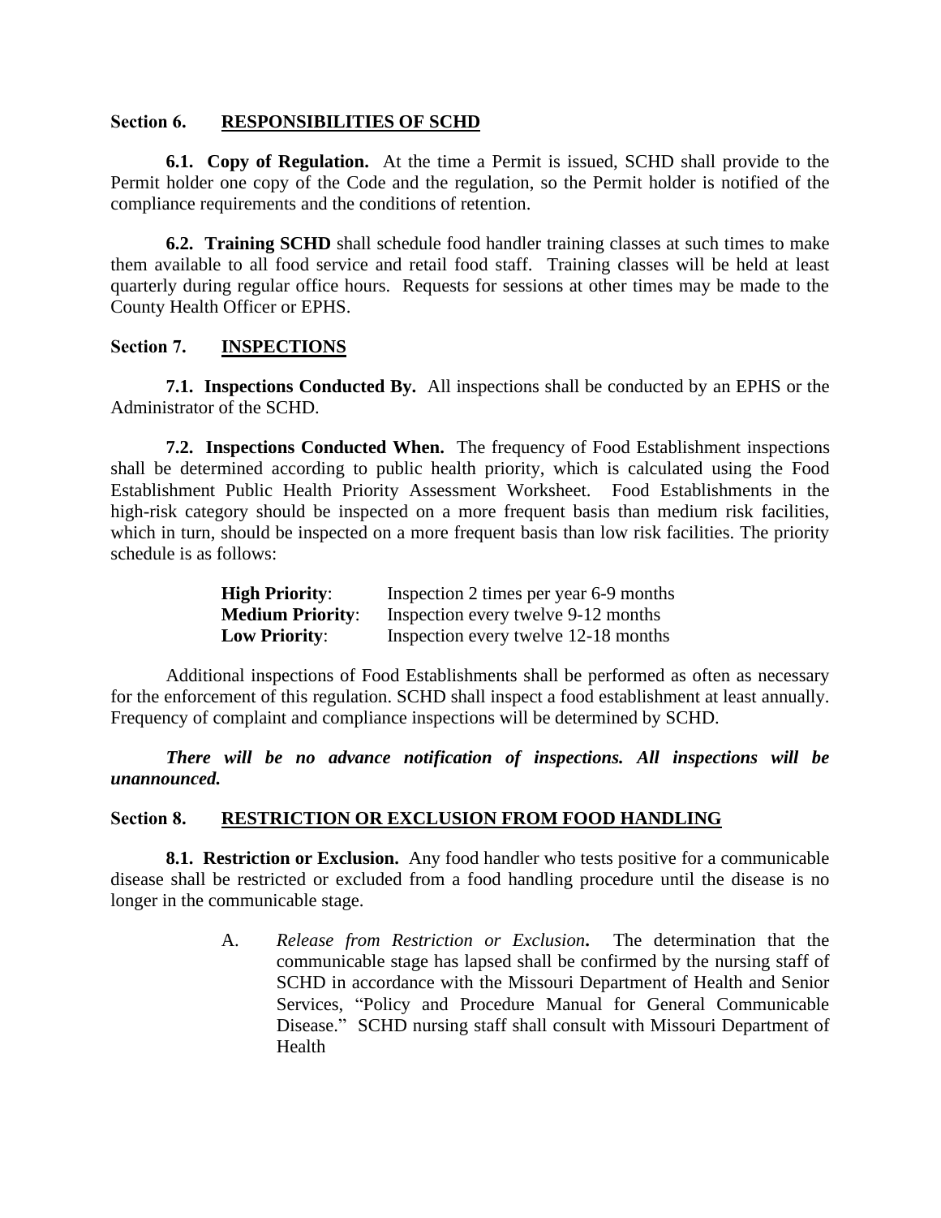## Section 6. RESPONSIBILITIES OF SCHD

**6.1. Copy of Regulation.** At the time a Permit is issued, SCHD shall provide to the Permit holder one copy of the Code and the regulation, so the Permit holder is notified of the compliance requirements and the conditions of retention.

**6.2. Training SCHD** shall schedule food handler training classes at such times to make them available to all food service and retail food staff. Training classes will be held at least quarterly during regular office hours. Requests for sessions at other times may be made to the County Health Officer or EPHS.

## Section 7. INSPECTIONS

**7.1. Inspections Conducted By.** All inspections shall be conducted by an EPHS or the Administrator of the SCHD.

**7.2. Inspections Conducted When.** The frequency of Food Establishment inspections shall be determined according to public health priority, which is calculated using the Food Establishment Public Health Priority Assessment Worksheet. Food Establishments in the high-risk category should be inspected on a more frequent basis than medium risk facilities, which in turn, should be inspected on a more frequent basis than low risk facilities. The priority schedule is as follows:

| | |
|---|---|
| **High Priority**: | Inspection 2 times per year 6-9 months |
| **Medium Priority**: | Inspection every twelve 9-12 months |
| **Low Priority**: | Inspection every twelve 12-18 months |

Additional inspections of Food Establishments shall be performed as often as necessary for the enforcement of this regulation. SCHD shall inspect a food establishment at least annually. Frequency of complaint and compliance inspections will be determined by SCHD.

***There will be no advance notification of inspections. All inspections will be unannounced.***

## Section 8. RESTRICTION OR EXCLUSION FROM FOOD HANDLING

**8.1. Restriction or Exclusion.** Any food handler who tests positive for a communicable disease shall be restricted or excluded from a food handling procedure until the disease is no longer in the communicable stage.

A. *Release from Restriction or Exclusion***.** The determination that the communicable stage has lapsed shall be confirmed by the nursing staff of SCHD in accordance with the Missouri Department of Health and Senior Services, "Policy and Procedure Manual for General Communicable Disease." SCHD nursing staff shall consult with Missouri Department of Health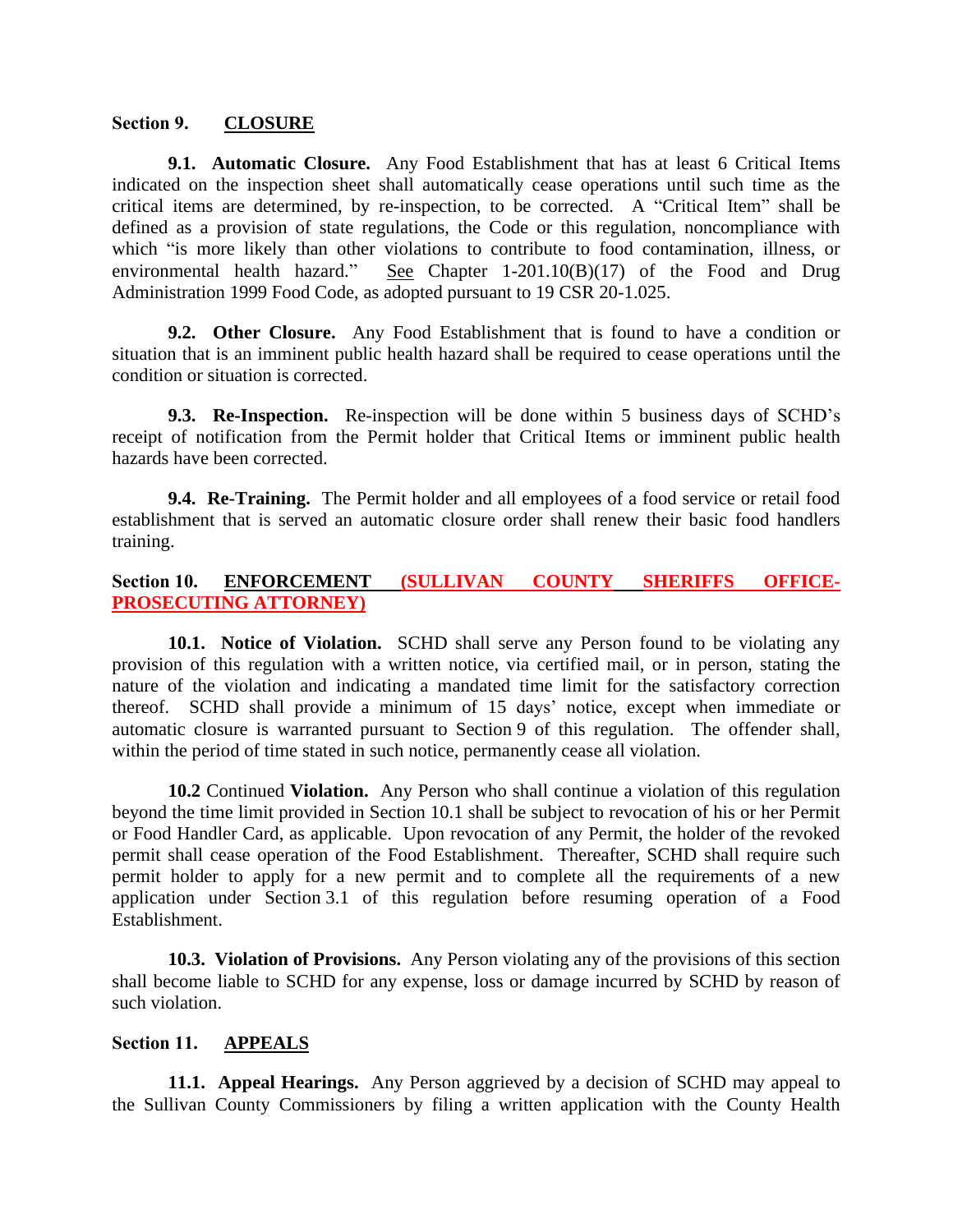## Section 9. CLOSURE

**9.1. Automatic Closure.** Any Food Establishment that has at least 6 Critical Items indicated on the inspection sheet shall automatically cease operations until such time as the critical items are determined, by re-inspection, to be corrected. A "Critical Item" shall be defined as a provision of state regulations, the Code or this regulation, noncompliance with which "is more likely than other violations to contribute to food contamination, illness, or environmental health hazard." See Chapter 1-201.10(B)(17) of the Food and Drug Administration 1999 Food Code, as adopted pursuant to 19 CSR 20-1.025.

**9.2. Other Closure.** Any Food Establishment that is found to have a condition or situation that is an imminent public health hazard shall be required to cease operations until the condition or situation is corrected.

**9.3. Re-Inspection.** Re-inspection will be done within 5 business days of SCHD's receipt of notification from the Permit holder that Critical Items or imminent public health hazards have been corrected.

**9.4. Re-Training.** The Permit holder and all employees of a food service or retail food establishment that is served an automatic closure order shall renew their basic food handlers training.

## Section 10. ENFORCEMENT (SULLIVAN COUNTY SHERIFFS OFFICE-PROSECUTING ATTORNEY)

**10.1. Notice of Violation.** SCHD shall serve any Person found to be violating any provision of this regulation with a written notice, via certified mail, or in person, stating the nature of the violation and indicating a mandated time limit for the satisfactory correction thereof. SCHD shall provide a minimum of 15 days' notice, except when immediate or automatic closure is warranted pursuant to Section 9 of this regulation. The offender shall, within the period of time stated in such notice, permanently cease all violation.

**10.2** Continued **Violation.** Any Person who shall continue a violation of this regulation beyond the time limit provided in Section 10.1 shall be subject to revocation of his or her Permit or Food Handler Card, as applicable. Upon revocation of any Permit, the holder of the revoked permit shall cease operation of the Food Establishment. Thereafter, SCHD shall require such permit holder to apply for a new permit and to complete all the requirements of a new application under Section 3.1 of this regulation before resuming operation of a Food Establishment.

**10.3. Violation of Provisions.** Any Person violating any of the provisions of this section shall become liable to SCHD for any expense, loss or damage incurred by SCHD by reason of such violation.

## Section 11. APPEALS

**11.1. Appeal Hearings.** Any Person aggrieved by a decision of SCHD may appeal to the Sullivan County Commissioners by filing a written application with the County Health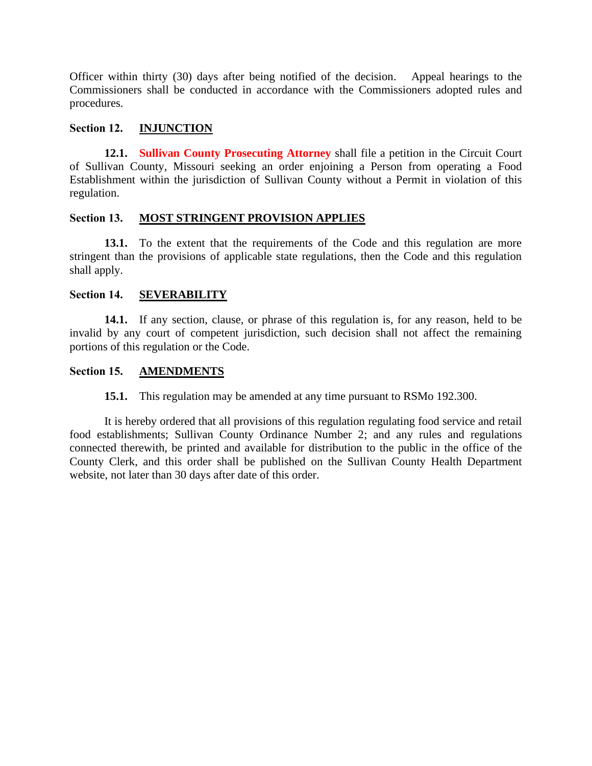Officer within thirty (30) days after being notified of the decision. Appeal hearings to the Commissioners shall be conducted in accordance with the Commissioners adopted rules and procedures.

**Section 12. INJUNCTION**

**12.1.** **Sullivan County Prosecuting Attorney** shall file a petition in the Circuit Court of Sullivan County, Missouri seeking an order enjoining a Person from operating a Food Establishment within the jurisdiction of Sullivan County without a Permit in violation of this regulation.

**Section 13. MOST STRINGENT PROVISION APPLIES**

**13.1.** To the extent that the requirements of the Code and this regulation are more stringent than the provisions of applicable state regulations, then the Code and this regulation shall apply.

**Section 14. SEVERABILITY**

**14.1.** If any section, clause, or phrase of this regulation is, for any reason, held to be invalid by any court of competent jurisdiction, such decision shall not affect the remaining portions of this regulation or the Code.

**Section 15. AMENDMENTS**

**15.1.** This regulation may be amended at any time pursuant to RSMo 192.300.

It is hereby ordered that all provisions of this regulation regulating food service and retail food establishments; Sullivan County Ordinance Number 2; and any rules and regulations connected therewith, be printed and available for distribution to the public in the office of the County Clerk, and this order shall be published on the Sullivan County Health Department website, not later than 30 days after date of this order.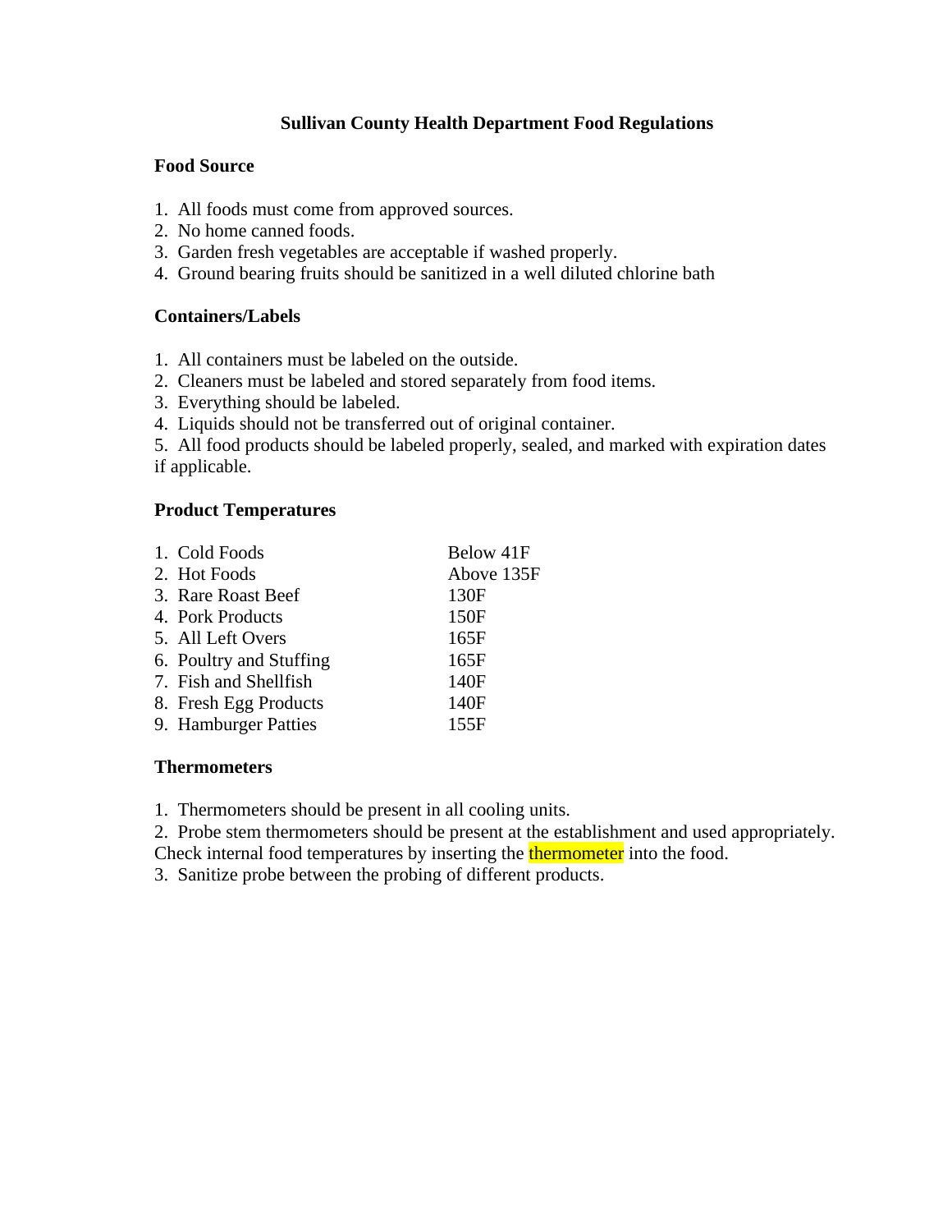# Sullivan County Health Department Food Regulations

## Food Source

1. All foods must come from approved sources.
2. No home canned foods.
3. Garden fresh vegetables are acceptable if washed properly.
4. Ground bearing fruits should be sanitized in a well diluted chlorine bath

## Containers/Labels

1. All containers must be labeled on the outside.
2. Cleaners must be labeled and stored separately from food items.
3. Everything should be labeled.
4. Liquids should not be transferred out of original container.
5. All food products should be labeled properly, sealed, and marked with expiration dates if applicable.

## Product Temperatures

| | |
|---|---|
| 1. Cold Foods | Below 41F |
| 2. Hot Foods | Above 135F |
| 3. Rare Roast Beef | 130F |
| 4. Pork Products | 150F |
| 5. All Left Overs | 165F |
| 6. Poultry and Stuffing | 165F |
| 7. Fish and Shellfish | 140F |
| 8. Fresh Egg Products | 140F |
| 9. Hamburger Patties | 155F |

## Thermometers

1. Thermometers should be present in all cooling units.
2. Probe stem thermometers should be present at the establishment and used appropriately. Check internal food temperatures by inserting the thermometer into the food.
3. Sanitize probe between the probing of different products.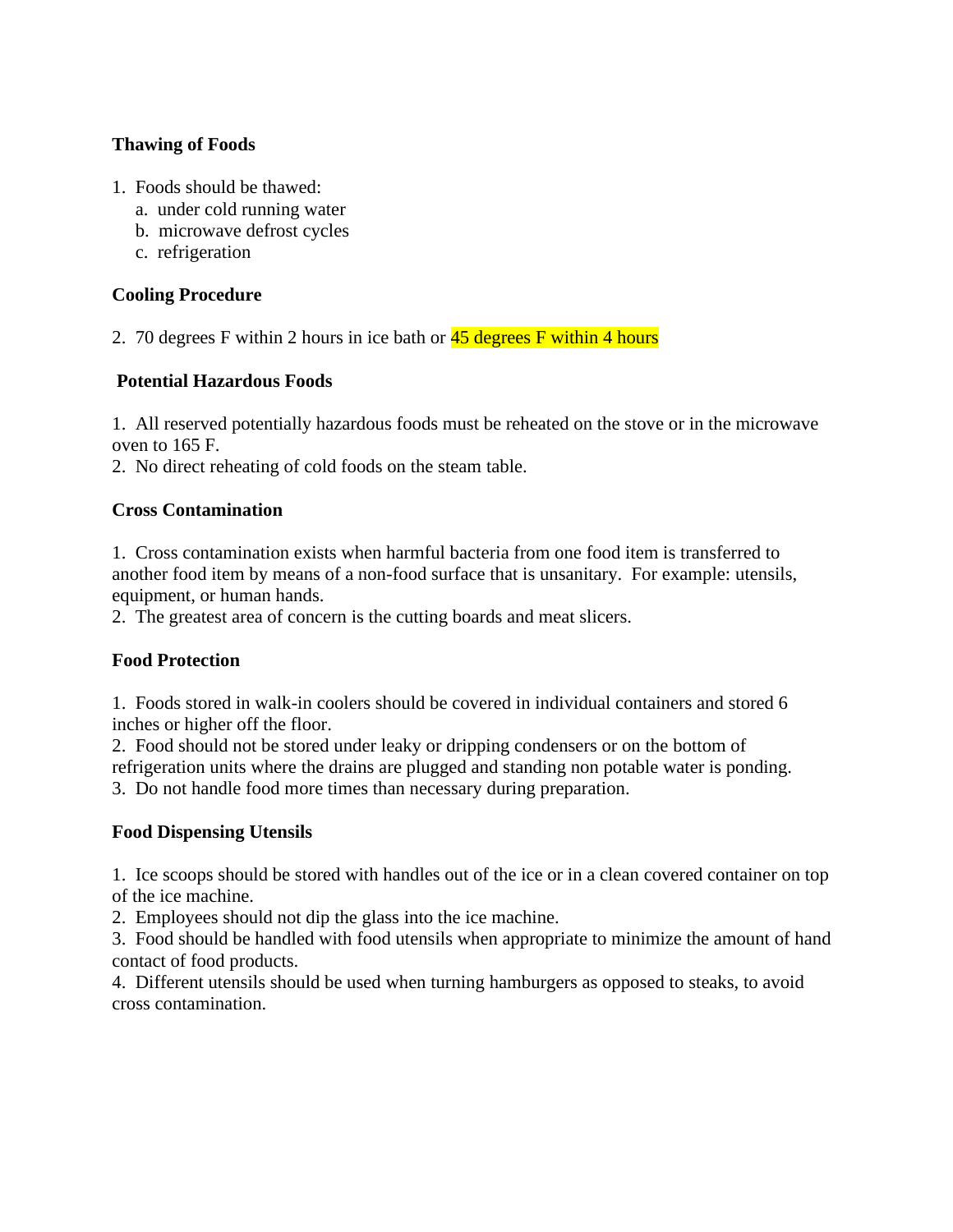**Thawing of Foods**

1. Foods should be thawed:
   a. under cold running water
   b. microwave defrost cycles
   c. refrigeration

**Cooling Procedure**

2. 70 degrees F within 2 hours in ice bath or 45 degrees F within 4 hours

**Potential Hazardous Foods**

1. All reserved potentially hazardous foods must be reheated on the stove or in the microwave oven to 165 F.
2. No direct reheating of cold foods on the steam table.

**Cross Contamination**

1. Cross contamination exists when harmful bacteria from one food item is transferred to another food item by means of a non-food surface that is unsanitary. For example: utensils, equipment, or human hands.
2. The greatest area of concern is the cutting boards and meat slicers.

**Food Protection**

1. Foods stored in walk-in coolers should be covered in individual containers and stored 6 inches or higher off the floor.
2. Food should not be stored under leaky or dripping condensers or on the bottom of refrigeration units where the drains are plugged and standing non potable water is ponding.
3. Do not handle food more times than necessary during preparation.

**Food Dispensing Utensils**

1. Ice scoops should be stored with handles out of the ice or in a clean covered container on top of the ice machine.
2. Employees should not dip the glass into the ice machine.
3. Food should be handled with food utensils when appropriate to minimize the amount of hand contact of food products.
4. Different utensils should be used when turning hamburgers as opposed to steaks, to avoid cross contamination.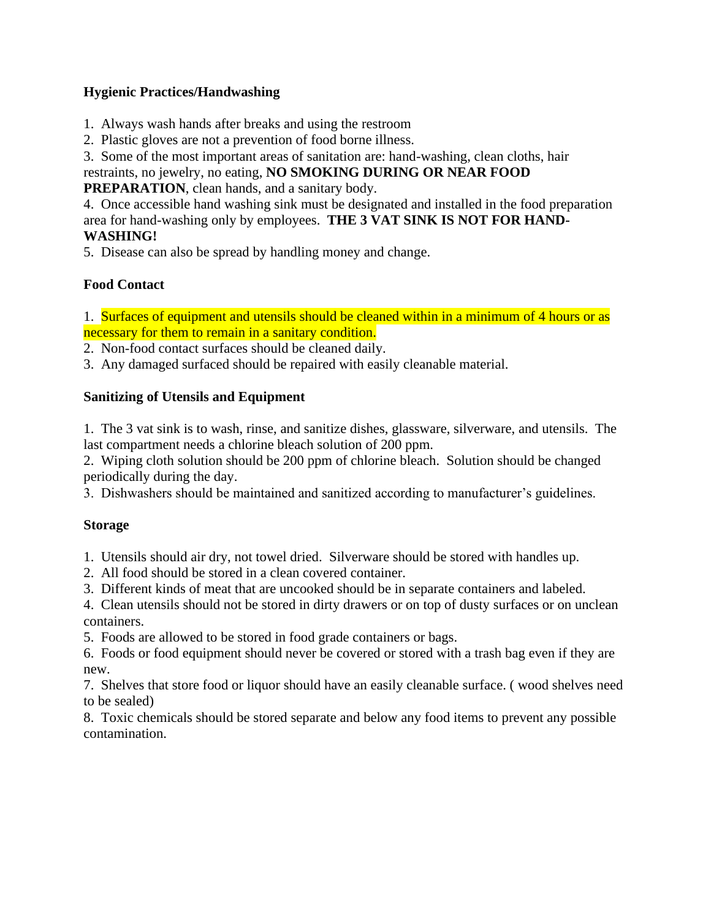**Hygienic Practices/Handwashing**

1. Always wash hands after breaks and using the restroom
2. Plastic gloves are not a prevention of food borne illness.
3. Some of the most important areas of sanitation are: hand-washing, clean cloths, hair restraints, no jewelry, no eating, **NO SMOKING DURING OR NEAR FOOD PREPARATION**, clean hands, and a sanitary body.
4. Once accessible hand washing sink must be designated and installed in the food preparation area for hand-washing only by employees. **THE 3 VAT SINK IS NOT FOR HAND-WASHING!**
5. Disease can also be spread by handling money and change.

**Food Contact**

1. Surfaces of equipment and utensils should be cleaned within in a minimum of 4 hours or as necessary for them to remain in a sanitary condition.
2. Non-food contact surfaces should be cleaned daily.
3. Any damaged surfaced should be repaired with easily cleanable material.

**Sanitizing of Utensils and Equipment**

1. The 3 vat sink is to wash, rinse, and sanitize dishes, glassware, silverware, and utensils. The last compartment needs a chlorine bleach solution of 200 ppm.
2. Wiping cloth solution should be 200 ppm of chlorine bleach. Solution should be changed periodically during the day.
3. Dishwashers should be maintained and sanitized according to manufacturer's guidelines.

**Storage**

1. Utensils should air dry, not towel dried. Silverware should be stored with handles up.
2. All food should be stored in a clean covered container.
3. Different kinds of meat that are uncooked should be in separate containers and labeled.
4. Clean utensils should not be stored in dirty drawers or on top of dusty surfaces or on unclean containers.
5. Foods are allowed to be stored in food grade containers or bags.
6. Foods or food equipment should never be covered or stored with a trash bag even if they are new.
7. Shelves that store food or liquor should have an easily cleanable surface. ( wood shelves need to be sealed)
8. Toxic chemicals should be stored separate and below any food items to prevent any possible contamination.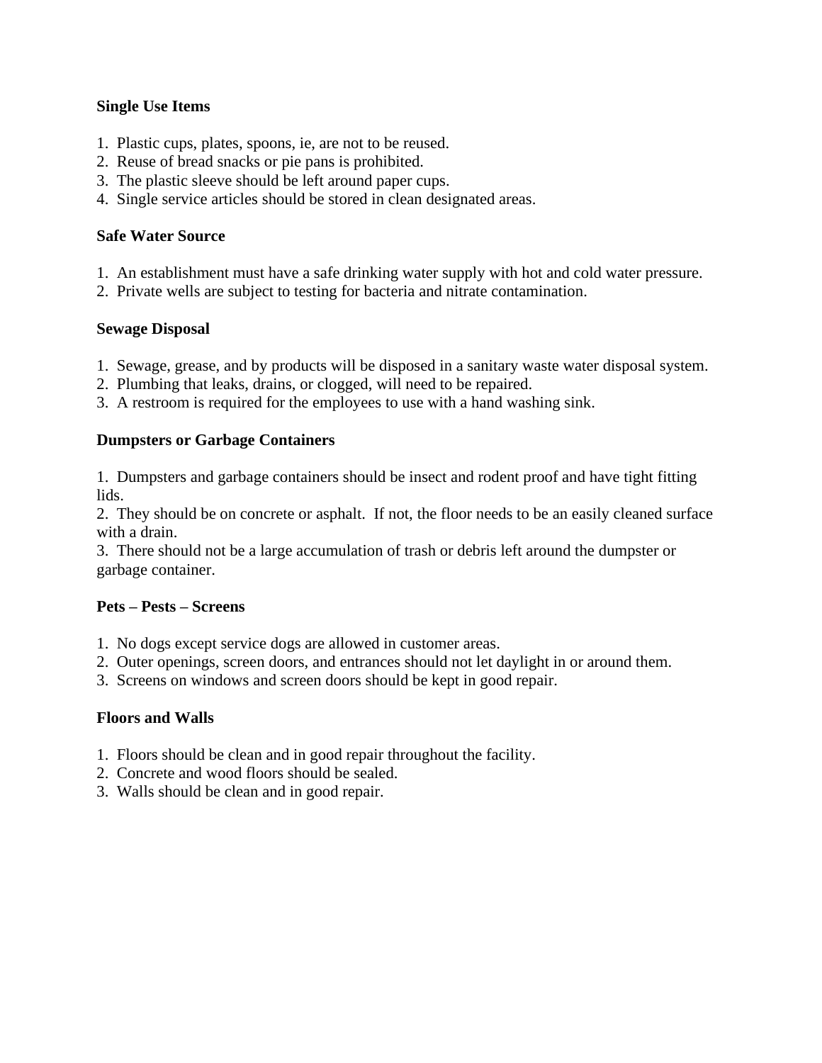**Single Use Items**

1. Plastic cups, plates, spoons, ie, are not to be reused.
2. Reuse of bread snacks or pie pans is prohibited.
3. The plastic sleeve should be left around paper cups.
4. Single service articles should be stored in clean designated areas.

**Safe Water Source**

1. An establishment must have a safe drinking water supply with hot and cold water pressure.
2. Private wells are subject to testing for bacteria and nitrate contamination.

**Sewage Disposal**

1. Sewage, grease, and by products will be disposed in a sanitary waste water disposal system.
2. Plumbing that leaks, drains, or clogged, will need to be repaired.
3. A restroom is required for the employees to use with a hand washing sink.

**Dumpsters or Garbage Containers**

1. Dumpsters and garbage containers should be insect and rodent proof and have tight fitting lids.
2. They should be on concrete or asphalt. If not, the floor needs to be an easily cleaned surface with a drain.
3. There should not be a large accumulation of trash or debris left around the dumpster or garbage container.

**Pets – Pests – Screens**

1. No dogs except service dogs are allowed in customer areas.
2. Outer openings, screen doors, and entrances should not let daylight in or around them.
3. Screens on windows and screen doors should be kept in good repair.

**Floors and Walls**

1. Floors should be clean and in good repair throughout the facility.
2. Concrete and wood floors should be sealed.
3. Walls should be clean and in good repair.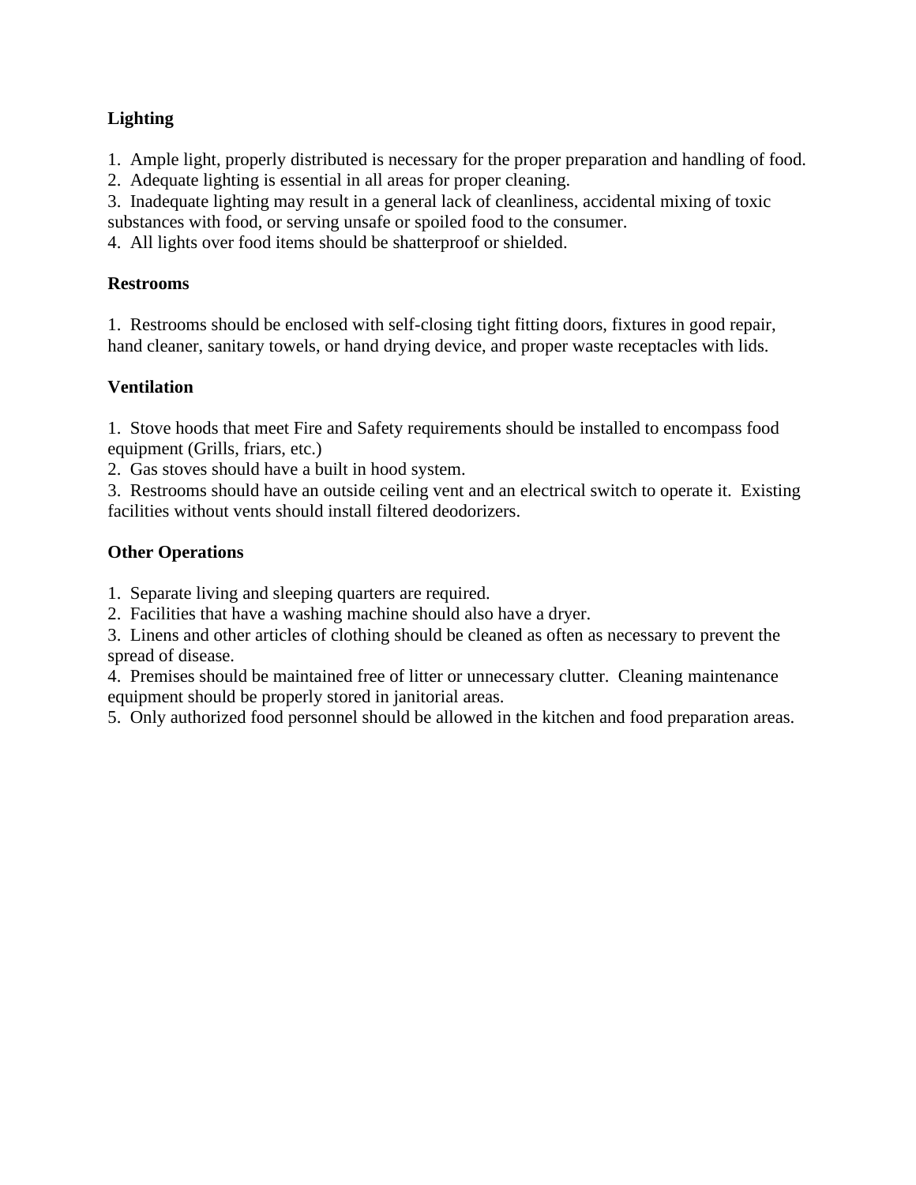**Lighting**

1. Ample light, properly distributed is necessary for the proper preparation and handling of food.
2. Adequate lighting is essential in all areas for proper cleaning.
3. Inadequate lighting may result in a general lack of cleanliness, accidental mixing of toxic substances with food, or serving unsafe or spoiled food to the consumer.
4. All lights over food items should be shatterproof or shielded.

**Restrooms**

1. Restrooms should be enclosed with self-closing tight fitting doors, fixtures in good repair, hand cleaner, sanitary towels, or hand drying device, and proper waste receptacles with lids.

**Ventilation**

1. Stove hoods that meet Fire and Safety requirements should be installed to encompass food equipment (Grills, friars, etc.)
2. Gas stoves should have a built in hood system.
3. Restrooms should have an outside ceiling vent and an electrical switch to operate it. Existing facilities without vents should install filtered deodorizers.

**Other Operations**

1. Separate living and sleeping quarters are required.
2. Facilities that have a washing machine should also have a dryer.
3. Linens and other articles of clothing should be cleaned as often as necessary to prevent the spread of disease.
4. Premises should be maintained free of litter or unnecessary clutter. Cleaning maintenance equipment should be properly stored in janitorial areas.
5. Only authorized food personnel should be allowed in the kitchen and food preparation areas.